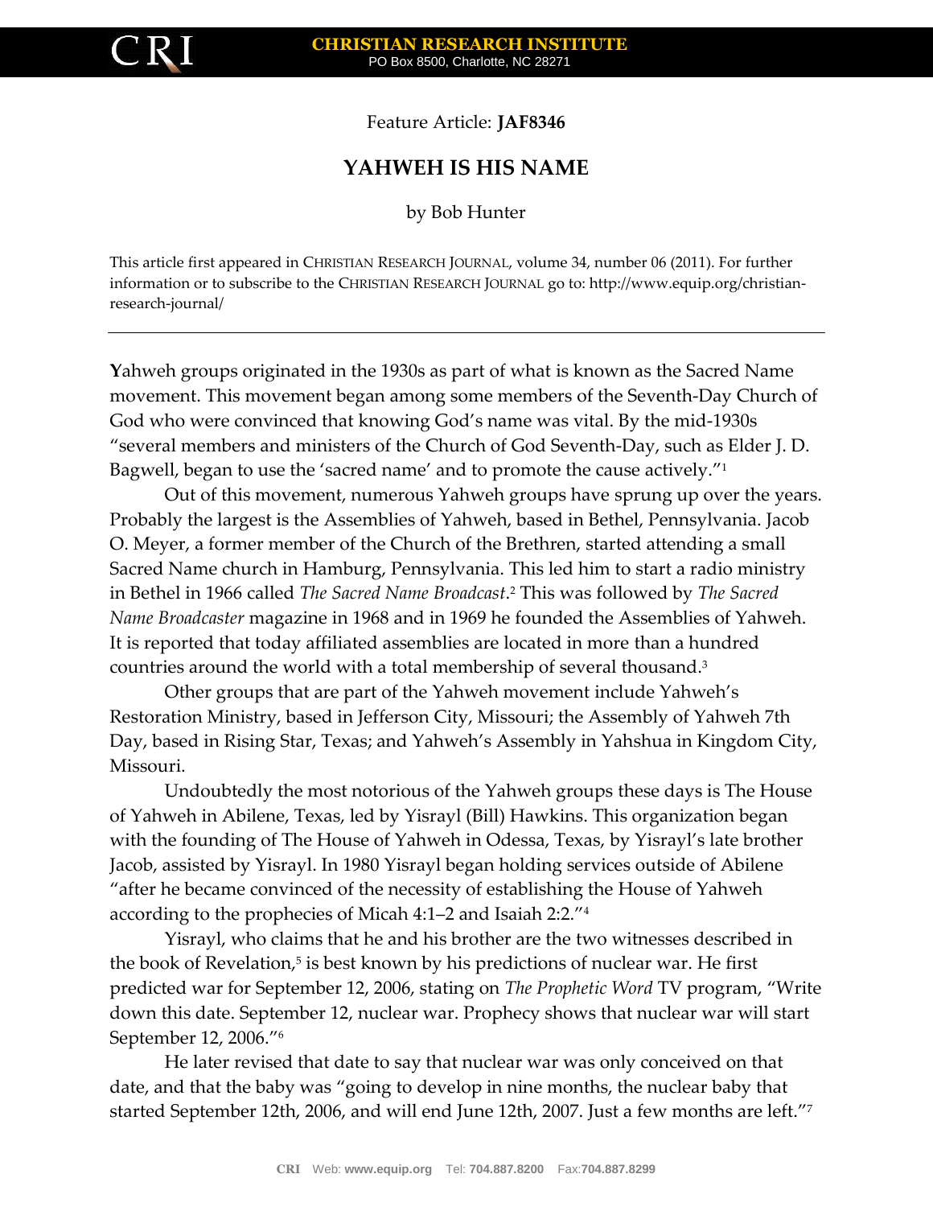Feature Article: **JAF8346**

# YAHWEH IS HIS NAME

by Bob Hunter

This article first appeared in CHRISTIAN RESEARCH JOURNAL, volume 34, number 06 (2011). For further information or to subscribe to the CHRISTIAN RESEARCH JOURNAL go to: http://www.equip.org/christian-research-journal/

---

**Y**ahweh groups originated in the 1930s as part of what is known as the Sacred Name movement. This movement began among some members of the Seventh-Day Church of God who were convinced that knowing God's name was vital. By the mid-1930s "several members and ministers of the Church of God Seventh-Day, such as Elder J. D. Bagwell, began to use the 'sacred name' and to promote the cause actively."[1]

Out of this movement, numerous Yahweh groups have sprung up over the years. Probably the largest is the Assemblies of Yahweh, based in Bethel, Pennsylvania. Jacob O. Meyer, a former member of the Church of the Brethren, started attending a small Sacred Name church in Hamburg, Pennsylvania. This led him to start a radio ministry in Bethel in 1966 called *The Sacred Name Broadcast*.[2] This was followed by *The Sacred Name Broadcaster* magazine in 1968 and in 1969 he founded the Assemblies of Yahweh. It is reported that today affiliated assemblies are located in more than a hundred countries around the world with a total membership of several thousand.[3]

Other groups that are part of the Yahweh movement include Yahweh's Restoration Ministry, based in Jefferson City, Missouri; the Assembly of Yahweh 7th Day, based in Rising Star, Texas; and Yahweh's Assembly in Yahshua in Kingdom City, Missouri.

Undoubtedly the most notorious of the Yahweh groups these days is The House of Yahweh in Abilene, Texas, led by Yisrayl (Bill) Hawkins. This organization began with the founding of The House of Yahweh in Odessa, Texas, by Yisrayl's late brother Jacob, assisted by Yisrayl. In 1980 Yisrayl began holding services outside of Abilene "after he became convinced of the necessity of establishing the House of Yahweh according to the prophecies of Micah 4:1–2 and Isaiah 2:2."[4]

Yisrayl, who claims that he and his brother are the two witnesses described in the book of Revelation,[5] is best known by his predictions of nuclear war. He first predicted war for September 12, 2006, stating on *The Prophetic Word* TV program, "Write down this date. September 12, nuclear war. Prophecy shows that nuclear war will start September 12, 2006."[6]

He later revised that date to say that nuclear war was only conceived on that date, and that the baby was "going to develop in nine months, the nuclear baby that started September 12th, 2006, and will end June 12th, 2007. Just a few months are left."[7]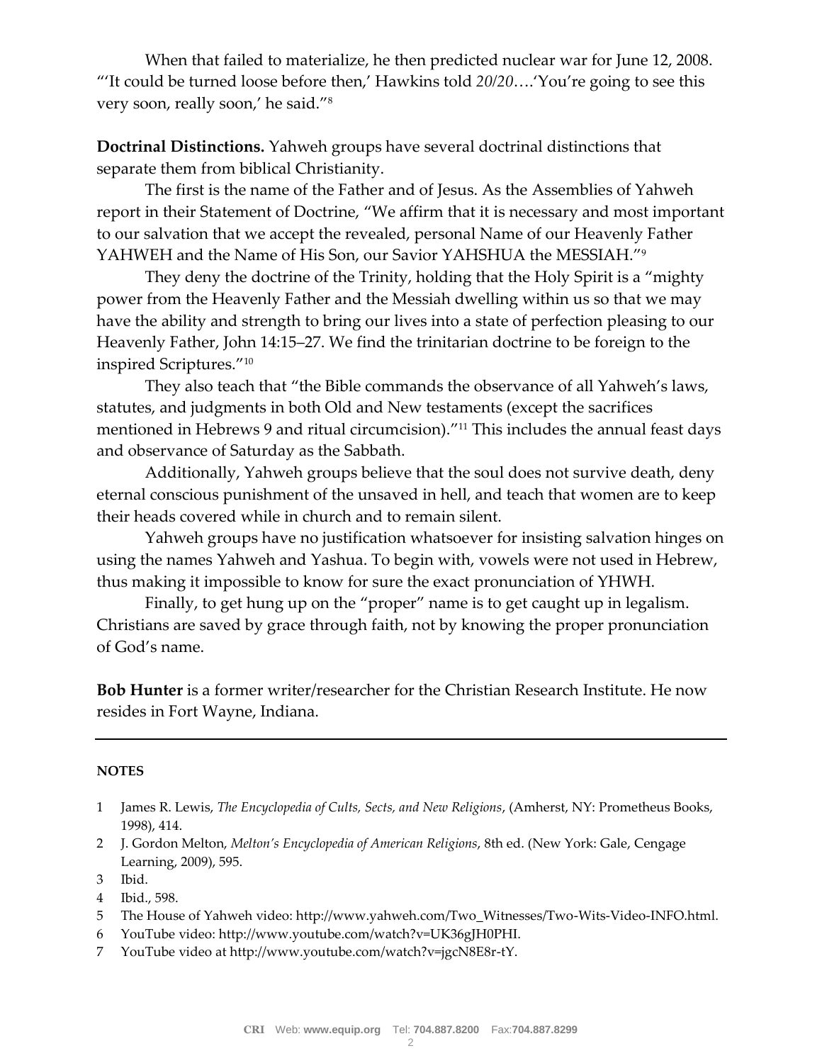When that failed to materialize, he then predicted nuclear war for June 12, 2008. "'It could be turned loose before then,' Hawkins told *20/20*….'You're going to see this very soon, really soon,' he said."[8]

**Doctrinal Distinctions.** Yahweh groups have several doctrinal distinctions that separate them from biblical Christianity.

The first is the name of the Father and of Jesus. As the Assemblies of Yahweh report in their Statement of Doctrine, "We affirm that it is necessary and most important to our salvation that we accept the revealed, personal Name of our Heavenly Father YAHWEH and the Name of His Son, our Savior YAHSHUA the MESSIAH."[9]

They deny the doctrine of the Trinity, holding that the Holy Spirit is a "mighty power from the Heavenly Father and the Messiah dwelling within us so that we may have the ability and strength to bring our lives into a state of perfection pleasing to our Heavenly Father, John 14:15–27. We find the trinitarian doctrine to be foreign to the inspired Scriptures."[10]

They also teach that "the Bible commands the observance of all Yahweh's laws, statutes, and judgments in both Old and New testaments (except the sacrifices mentioned in Hebrews 9 and ritual circumcision)."[11] This includes the annual feast days and observance of Saturday as the Sabbath.

Additionally, Yahweh groups believe that the soul does not survive death, deny eternal conscious punishment of the unsaved in hell, and teach that women are to keep their heads covered while in church and to remain silent.

Yahweh groups have no justification whatsoever for insisting salvation hinges on using the names Yahweh and Yashua. To begin with, vowels were not used in Hebrew, thus making it impossible to know for sure the exact pronunciation of YHWH.

Finally, to get hung up on the "proper" name is to get caught up in legalism. Christians are saved by grace through faith, not by knowing the proper pronunciation of God's name.

**Bob Hunter** is a former writer/researcher for the Christian Research Institute. He now resides in Fort Wayne, Indiana.

---

**NOTES**

1. James R. Lewis, *The Encyclopedia of Cults, Sects, and New Religions*, (Amherst, NY: Prometheus Books, 1998), 414.
2. J. Gordon Melton, *Melton's Encyclopedia of American Religions*, 8th ed. (New York: Gale, Cengage Learning, 2009), 595.
3. Ibid.
4. Ibid., 598.
5. The House of Yahweh video: http://www.yahweh.com/Two_Witnesses/Two-Wits-Video-INFO.html.
6. YouTube video: http://www.youtube.com/watch?v=UK36gJH0PHI.
7. YouTube video at http://www.youtube.com/watch?v=jgcN8E8r-tY.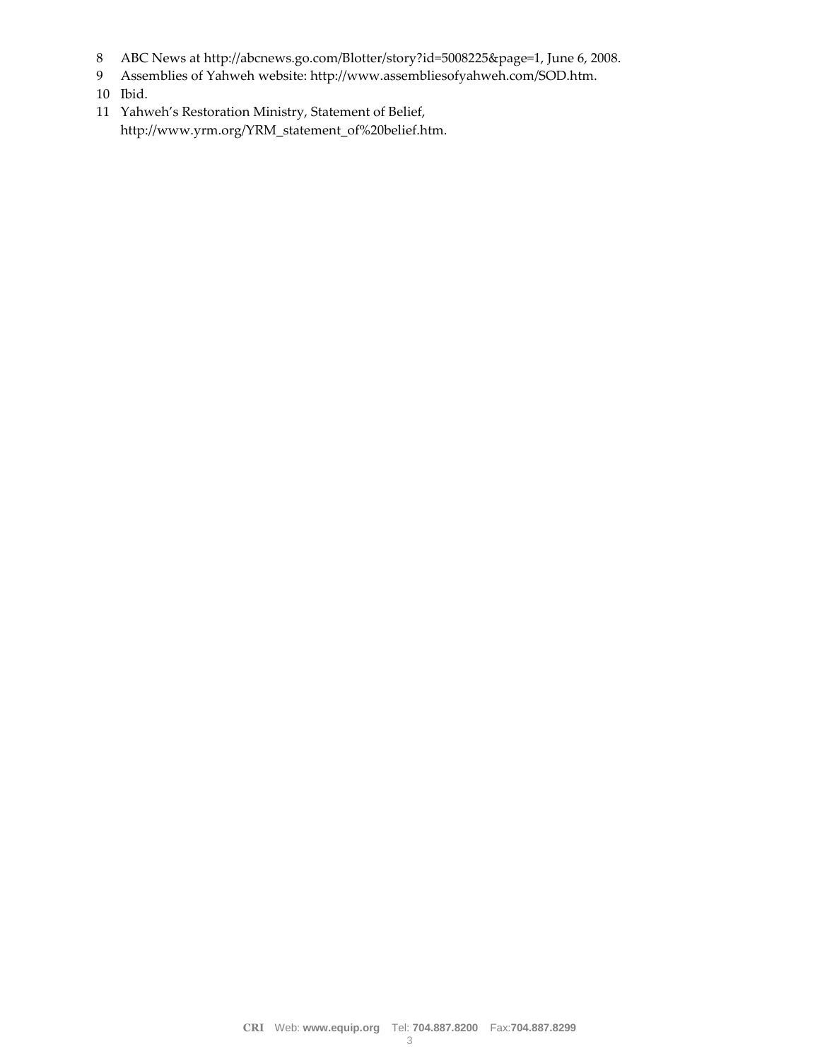8 ABC News at http://abcnews.go.com/Blotter/story?id=5008225&page=1, June 6, 2008.
9 Assemblies of Yahweh website: http://www.assembliesofyahweh.com/SOD.htm.
10 Ibid.
11 Yahweh's Restoration Ministry, Statement of Belief, http://www.yrm.org/YRM_statement_of%20belief.htm.